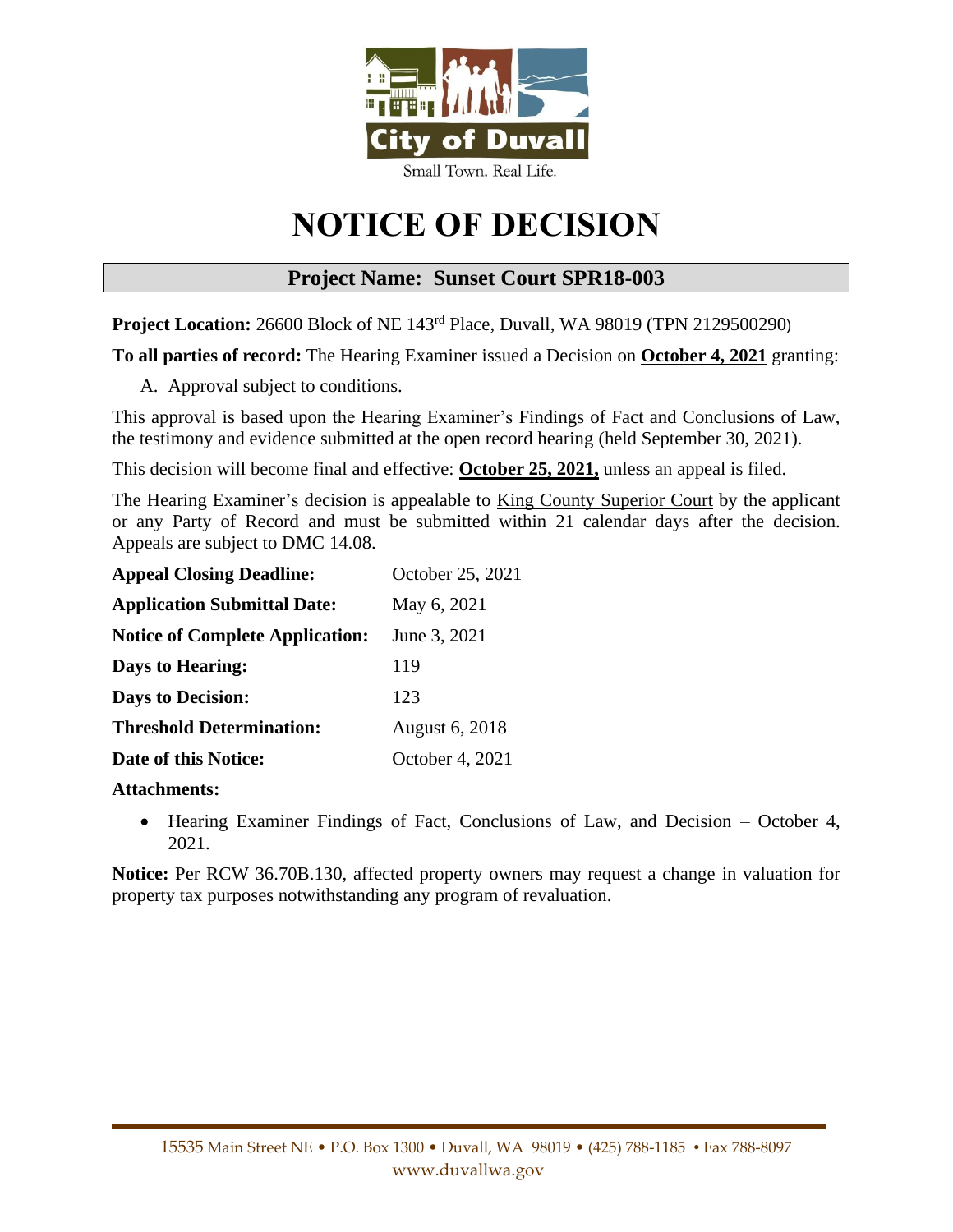City of Duvall

Small Town. Real Life.

# NOTICE OF DECISION

## Project Name: Sunset Court SPR18-003

**Project Location:** 26600 Block of NE 143rd Place, Duvall, WA 98019 (TPN 2129500290)

**To all parties of record:** The Hearing Examiner issued a Decision on **October 4, 2021** granting:

A. Approval subject to conditions.

This approval is based upon the Hearing Examiner's Findings of Fact and Conclusions of Law, the testimony and evidence submitted at the open record hearing (held September 30, 2021).

This decision will become final and effective: **October 25, 2021,** unless an appeal is filed.

The Hearing Examiner's decision is appealable to King County Superior Court by the applicant or any Party of Record and must be submitted within 21 calendar days after the decision. Appeals are subject to DMC 14.08.

| | |
|---|---|
| **Appeal Closing Deadline:** | October 25, 2021 |
| **Application Submittal Date:** | May 6, 2021 |
| **Notice of Complete Application:** | June 3, 2021 |
| **Days to Hearing:** | 119 |
| **Days to Decision:** | 123 |
| **Threshold Determination:** | August 6, 2018 |
| **Date of this Notice:** | October 4, 2021 |

**Attachments:**

- Hearing Examiner Findings of Fact, Conclusions of Law, and Decision – October 4, 2021.

**Notice:** Per RCW 36.70B.130, affected property owners may request a change in valuation for property tax purposes notwithstanding any program of revaluation.

15535 Main Street NE • P.O. Box 1300 • Duvall, WA 98019 • (425) 788-1185 • Fax 788-8097
www.duvallwa.gov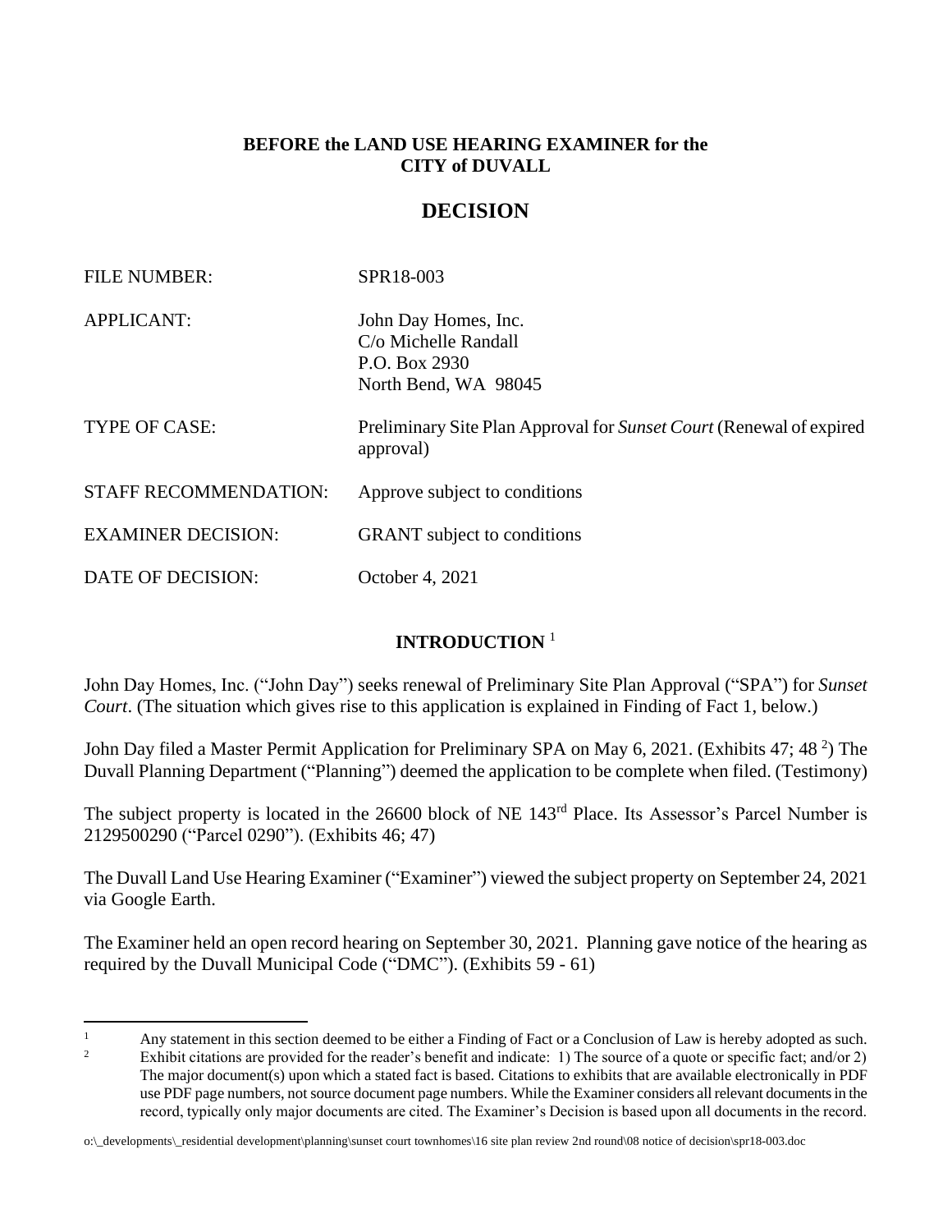**BEFORE the LAND USE HEARING EXAMINER for the CITY of DUVALL**

# DECISION

| | |
|---|---|
| FILE NUMBER: | SPR18-003 |
| APPLICANT: | John Day Homes, Inc.<br>C/o Michelle Randall<br>P.O. Box 2930<br>North Bend, WA 98045 |
| TYPE OF CASE: | Preliminary Site Plan Approval for *Sunset Court* (Renewal of expired approval) |
| STAFF RECOMMENDATION: | Approve subject to conditions |
| EXAMINER DECISION: | GRANT subject to conditions |
| DATE OF DECISION: | October 4, 2021 |

## INTRODUCTION [1]

John Day Homes, Inc. ("John Day") seeks renewal of Preliminary Site Plan Approval ("SPA") for *Sunset Court*. (The situation which gives rise to this application is explained in Finding of Fact 1, below.)

John Day filed a Master Permit Application for Preliminary SPA on May 6, 2021. (Exhibits 47; 48 [2]) The Duvall Planning Department ("Planning") deemed the application to be complete when filed. (Testimony)

The subject property is located in the 26600 block of NE 143rd Place. Its Assessor's Parcel Number is 2129500290 ("Parcel 0290"). (Exhibits 46; 47)

The Duvall Land Use Hearing Examiner ("Examiner") viewed the subject property on September 24, 2021 via Google Earth.

The Examiner held an open record hearing on September 30, 2021. Planning gave notice of the hearing as required by the Duvall Municipal Code ("DMC"). (Exhibits 59 - 61)

---

[1] Any statement in this section deemed to be either a Finding of Fact or a Conclusion of Law is hereby adopted as such.

[2] Exhibit citations are provided for the reader's benefit and indicate: 1) The source of a quote or specific fact; and/or 2) The major document(s) upon which a stated fact is based. Citations to exhibits that are available electronically in PDF use PDF page numbers, not source document page numbers. While the Examiner considers all relevant documents in the record, typically only major documents are cited. The Examiner's Decision is based upon all documents in the record.

o:\_developments\_residential development\planning\sunset court townhomes\16 site plan review 2nd round\08 notice of decision\spr18-003.doc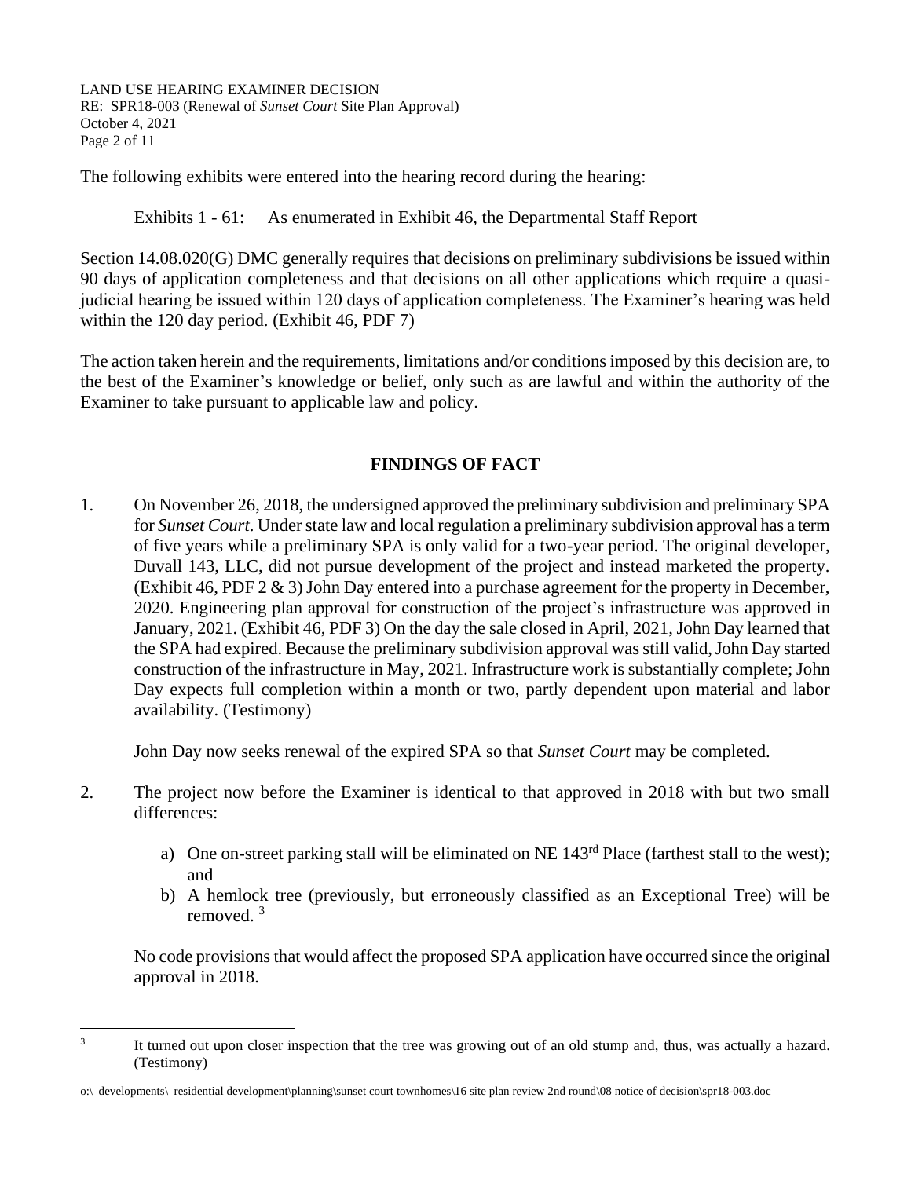The following exhibits were entered into the hearing record during the hearing:

Exhibits 1 - 61: As enumerated in Exhibit 46, the Departmental Staff Report

Section 14.08.020(G) DMC generally requires that decisions on preliminary subdivisions be issued within 90 days of application completeness and that decisions on all other applications which require a quasi-judicial hearing be issued within 120 days of application completeness. The Examiner's hearing was held within the 120 day period. (Exhibit 46, PDF 7)

The action taken herein and the requirements, limitations and/or conditions imposed by this decision are, to the best of the Examiner's knowledge or belief, only such as are lawful and within the authority of the Examiner to take pursuant to applicable law and policy.

## FINDINGS OF FACT

1. On November 26, 2018, the undersigned approved the preliminary subdivision and preliminary SPA for *Sunset Court*. Under state law and local regulation a preliminary subdivision approval has a term of five years while a preliminary SPA is only valid for a two-year period. The original developer, Duvall 143, LLC, did not pursue development of the project and instead marketed the property. (Exhibit 46, PDF 2 & 3) John Day entered into a purchase agreement for the property in December, 2020. Engineering plan approval for construction of the project's infrastructure was approved in January, 2021. (Exhibit 46, PDF 3) On the day the sale closed in April, 2021, John Day learned that the SPA had expired. Because the preliminary subdivision approval was still valid, John Day started construction of the infrastructure in May, 2021. Infrastructure work is substantially complete; John Day expects full completion within a month or two, partly dependent upon material and labor availability. (Testimony)

   John Day now seeks renewal of the expired SPA so that *Sunset Court* may be completed.

2. The project now before the Examiner is identical to that approved in 2018 with but two small differences:

   a) One on-street parking stall will be eliminated on NE 143rd Place (farthest stall to the west); and
   b) A hemlock tree (previously, but erroneously classified as an Exceptional Tree) will be removed. [3]

   No code provisions that would affect the proposed SPA application have occurred since the original approval in 2018.

[3] It turned out upon closer inspection that the tree was growing out of an old stump and, thus, was actually a hazard. (Testimony)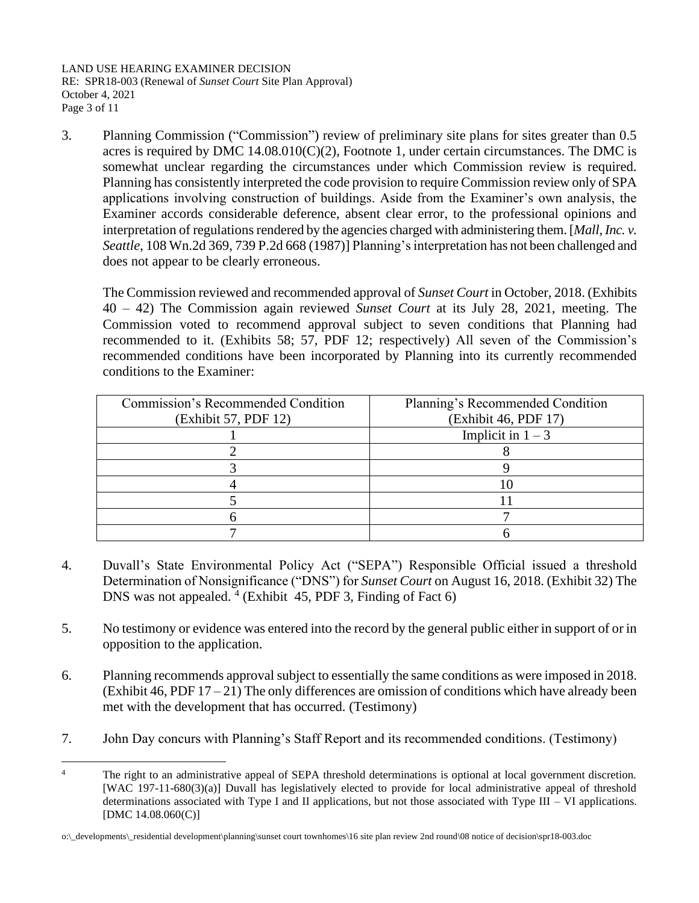3. Planning Commission ("Commission") review of preliminary site plans for sites greater than 0.5 acres is required by DMC 14.08.010(C)(2), Footnote 1, under certain circumstances. The DMC is somewhat unclear regarding the circumstances under which Commission review is required. Planning has consistently interpreted the code provision to require Commission review only of SPA applications involving construction of buildings. Aside from the Examiner's own analysis, the Examiner accords considerable deference, absent clear error, to the professional opinions and interpretation of regulations rendered by the agencies charged with administering them. [*Mall, Inc. v. Seattle*, 108 Wn.2d 369, 739 P.2d 668 (1987)] Planning's interpretation has not been challenged and does not appear to be clearly erroneous.

   The Commission reviewed and recommended approval of *Sunset Court* in October, 2018. (Exhibits 40 – 42) The Commission again reviewed *Sunset Court* at its July 28, 2021, meeting. The Commission voted to recommend approval subject to seven conditions that Planning had recommended to it. (Exhibits 58; 57, PDF 12; respectively) All seven of the Commission's recommended conditions have been incorporated by Planning into its currently recommended conditions to the Examiner:

| Commission's Recommended Condition (Exhibit 57, PDF 12) | Planning's Recommended Condition (Exhibit 46, PDF 17) |
|---|---|
| 1 | Implicit in 1 – 3 |
| 2 | 8 |
| 3 | 9 |
| 4 | 10 |
| 5 | 11 |
| 6 | 7 |
| 7 | 6 |

4. Duvall's State Environmental Policy Act ("SEPA") Responsible Official issued a threshold Determination of Nonsignificance ("DNS") for *Sunset Court* on August 16, 2018. (Exhibit 32) The DNS was not appealed. [4] (Exhibit 45, PDF 3, Finding of Fact 6)

5. No testimony or evidence was entered into the record by the general public either in support of or in opposition to the application.

6. Planning recommends approval subject to essentially the same conditions as were imposed in 2018. (Exhibit 46, PDF 17 – 21) The only differences are omission of conditions which have already been met with the development that has occurred. (Testimony)

7. John Day concurs with Planning's Staff Report and its recommended conditions. (Testimony)

[4] The right to an administrative appeal of SEPA threshold determinations is optional at local government discretion. [WAC 197-11-680(3)(a)] Duvall has legislatively elected to provide for local administrative appeal of threshold determinations associated with Type I and II applications, but not those associated with Type III – VI applications. [DMC 14.08.060(C)]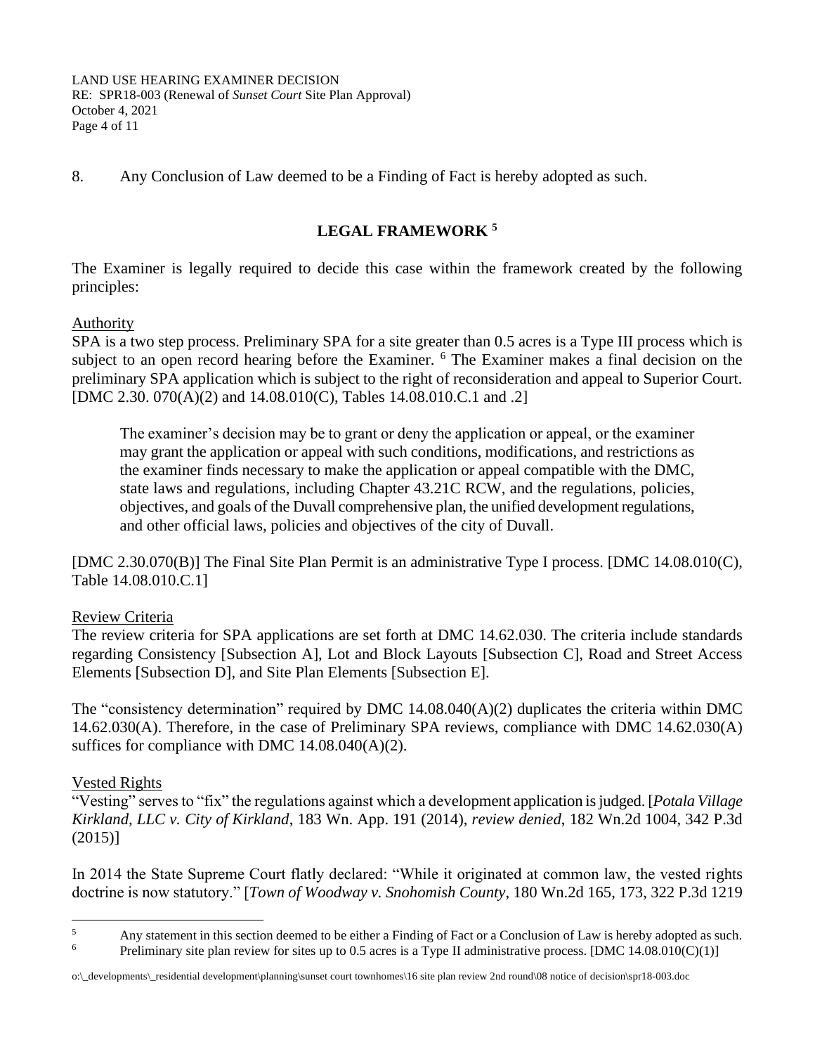8. Any Conclusion of Law deemed to be a Finding of Fact is hereby adopted as such.

## LEGAL FRAMEWORK [5]

The Examiner is legally required to decide this case within the framework created by the following principles:

Authority
SPA is a two step process. Preliminary SPA for a site greater than 0.5 acres is a Type III process which is subject to an open record hearing before the Examiner. [6] The Examiner makes a final decision on the preliminary SPA application which is subject to the right of reconsideration and appeal to Superior Court. [DMC 2.30. 070(A)(2) and 14.08.010(C), Tables 14.08.010.C.1 and .2]

> The examiner's decision may be to grant or deny the application or appeal, or the examiner may grant the application or appeal with such conditions, modifications, and restrictions as the examiner finds necessary to make the application or appeal compatible with the DMC, state laws and regulations, including Chapter 43.21C RCW, and the regulations, policies, objectives, and goals of the Duvall comprehensive plan, the unified development regulations, and other official laws, policies and objectives of the city of Duvall.

[DMC 2.30.070(B)] The Final Site Plan Permit is an administrative Type I process. [DMC 14.08.010(C), Table 14.08.010.C.1]

Review Criteria
The review criteria for SPA applications are set forth at DMC 14.62.030. The criteria include standards regarding Consistency [Subsection A], Lot and Block Layouts [Subsection C], Road and Street Access Elements [Subsection D], and Site Plan Elements [Subsection E].

The "consistency determination" required by DMC 14.08.040(A)(2) duplicates the criteria within DMC 14.62.030(A). Therefore, in the case of Preliminary SPA reviews, compliance with DMC 14.62.030(A) suffices for compliance with DMC 14.08.040(A)(2).

Vested Rights
"Vesting" serves to "fix" the regulations against which a development application is judged. [*Potala Village Kirkland, LLC v. City of Kirkland*, 183 Wn. App. 191 (2014), *review denied*, 182 Wn.2d 1004, 342 P.3d (2015)]

In 2014 the State Supreme Court flatly declared: "While it originated at common law, the vested rights doctrine is now statutory." [*Town of Woodway v. Snohomish County*, 180 Wn.2d 165, 173, 322 P.3d 1219

---

[5] Any statement in this section deemed to be either a Finding of Fact or a Conclusion of Law is hereby adopted as such.

[6] Preliminary site plan review for sites up to 0.5 acres is a Type II administrative process. [DMC 14.08.010(C)(1)]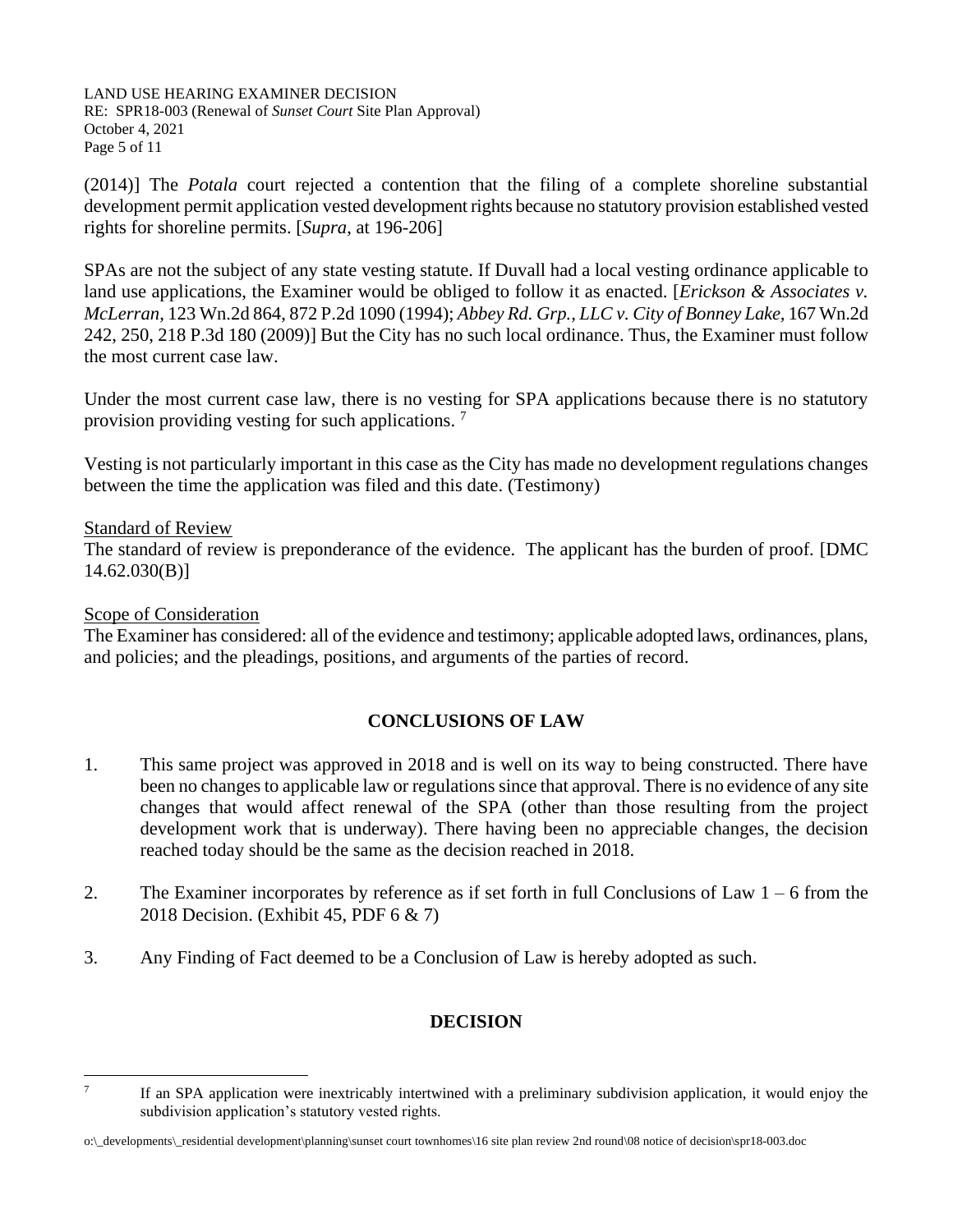(2014)] The *Potala* court rejected a contention that the filing of a complete shoreline substantial development permit application vested development rights because no statutory provision established vested rights for shoreline permits. [*Supra*, at 196-206]

SPAs are not the subject of any state vesting statute. If Duvall had a local vesting ordinance applicable to land use applications, the Examiner would be obliged to follow it as enacted. [*Erickson & Associates v. McLerran*, 123 Wn.2d 864, 872 P.2d 1090 (1994); *Abbey Rd. Grp., LLC v. City of Bonney Lake,* 167 Wn.2d 242, 250, 218 P.3d 180 (2009)] But the City has no such local ordinance. Thus, the Examiner must follow the most current case law.

Under the most current case law, there is no vesting for SPA applications because there is no statutory provision providing vesting for such applications. [7]

Vesting is not particularly important in this case as the City has made no development regulations changes between the time the application was filed and this date. (Testimony)

Standard of Review

The standard of review is preponderance of the evidence. The applicant has the burden of proof. [DMC 14.62.030(B)]

Scope of Consideration

The Examiner has considered: all of the evidence and testimony; applicable adopted laws, ordinances, plans, and policies; and the pleadings, positions, and arguments of the parties of record.

## CONCLUSIONS OF LAW

1. This same project was approved in 2018 and is well on its way to being constructed. There have been no changes to applicable law or regulations since that approval. There is no evidence of any site changes that would affect renewal of the SPA (other than those resulting from the project development work that is underway). There having been no appreciable changes, the decision reached today should be the same as the decision reached in 2018.

2. The Examiner incorporates by reference as if set forth in full Conclusions of Law 1 – 6 from the 2018 Decision. (Exhibit 45, PDF 6 & 7)

3. Any Finding of Fact deemed to be a Conclusion of Law is hereby adopted as such.

## DECISION

[7] If an SPA application were inextricably intertwined with a preliminary subdivision application, it would enjoy the subdivision application's statutory vested rights.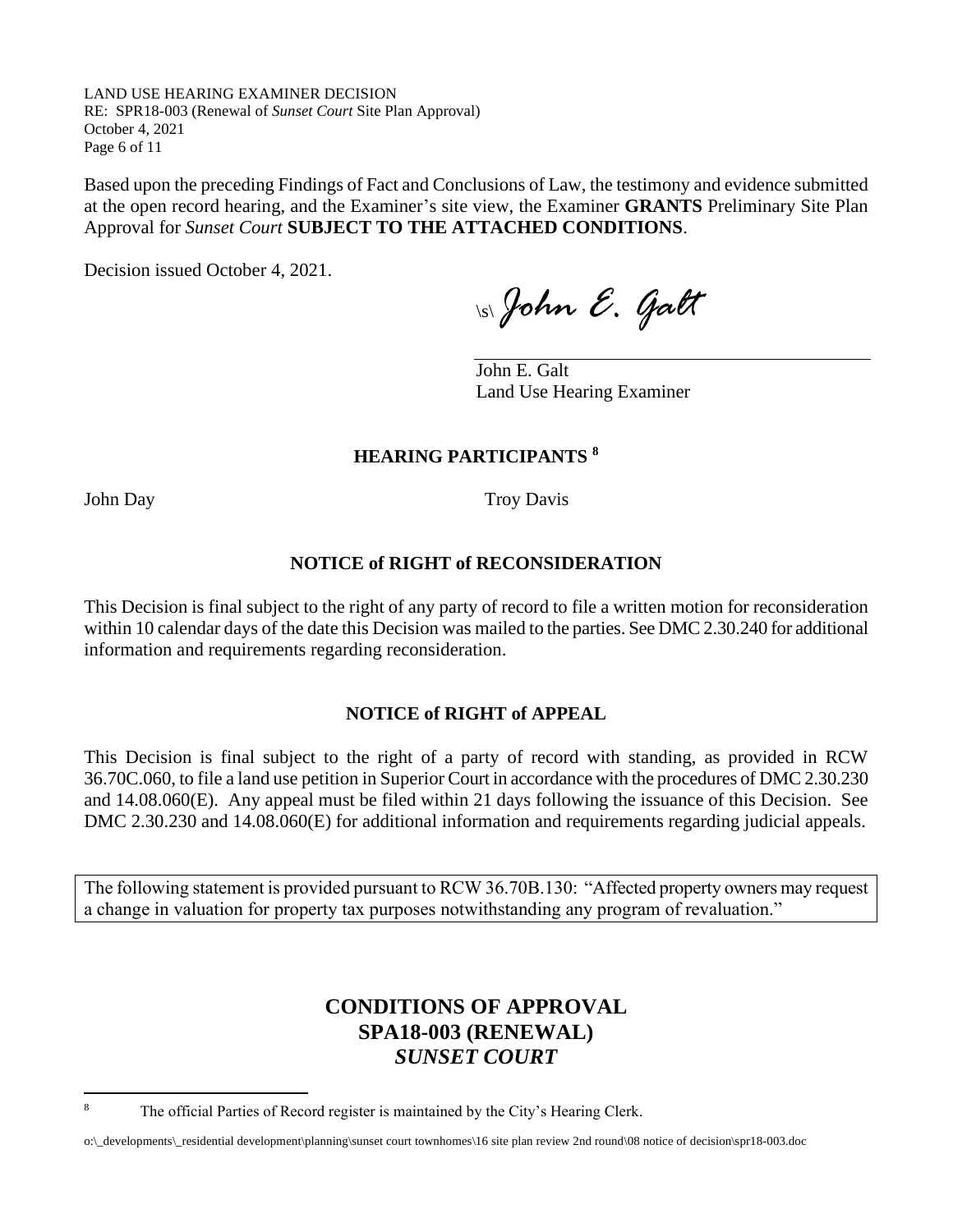Based upon the preceding Findings of Fact and Conclusions of Law, the testimony and evidence submitted at the open record hearing, and the Examiner's site view, the Examiner **GRANTS** Preliminary Site Plan Approval for *Sunset Court* **SUBJECT TO THE ATTACHED CONDITIONS**.

Decision issued October 4, 2021.

\s\ *John E. Galt*

John E. Galt
Land Use Hearing Examiner

## HEARING PARTICIPANTS [8]

John Day
Troy Davis

## NOTICE of RIGHT of RECONSIDERATION

This Decision is final subject to the right of any party of record to file a written motion for reconsideration within 10 calendar days of the date this Decision was mailed to the parties. See DMC 2.30.240 for additional information and requirements regarding reconsideration.

## NOTICE of RIGHT of APPEAL

This Decision is final subject to the right of a party of record with standing, as provided in RCW 36.70C.060, to file a land use petition in Superior Court in accordance with the procedures of DMC 2.30.230 and 14.08.060(E). Any appeal must be filed within 21 days following the issuance of this Decision. See DMC 2.30.230 and 14.08.060(E) for additional information and requirements regarding judicial appeals.

The following statement is provided pursuant to RCW 36.70B.130: "Affected property owners may request a change in valuation for property tax purposes notwithstanding any program of revaluation."

## CONDITIONS OF APPROVAL
## SPA18-003 (RENEWAL)
## *SUNSET COURT*

[8] The official Parties of Record register is maintained by the City's Hearing Clerk.

o:\_developments\_residential development\planning\sunset court townhomes\16 site plan review 2nd round\08 notice of decision\spr18-003.doc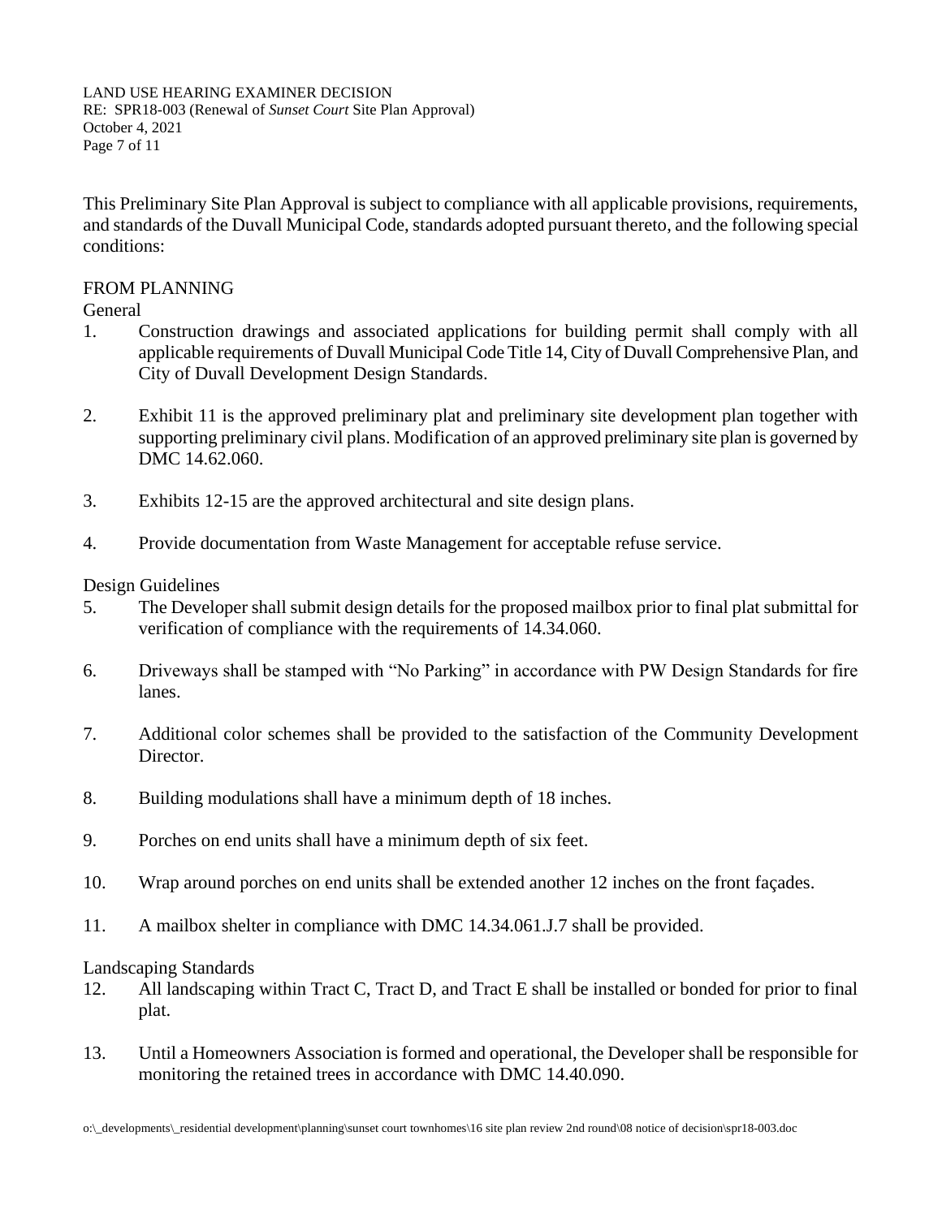This Preliminary Site Plan Approval is subject to compliance with all applicable provisions, requirements, and standards of the Duvall Municipal Code, standards adopted pursuant thereto, and the following special conditions:

FROM PLANNING

General

1. Construction drawings and associated applications for building permit shall comply with all applicable requirements of Duvall Municipal Code Title 14, City of Duvall Comprehensive Plan, and City of Duvall Development Design Standards.

2. Exhibit 11 is the approved preliminary plat and preliminary site development plan together with supporting preliminary civil plans. Modification of an approved preliminary site plan is governed by DMC 14.62.060.

3. Exhibits 12-15 are the approved architectural and site design plans.

4. Provide documentation from Waste Management for acceptable refuse service.

Design Guidelines

5. The Developer shall submit design details for the proposed mailbox prior to final plat submittal for verification of compliance with the requirements of 14.34.060.

6. Driveways shall be stamped with "No Parking" in accordance with PW Design Standards for fire lanes.

7. Additional color schemes shall be provided to the satisfaction of the Community Development Director.

8. Building modulations shall have a minimum depth of 18 inches.

9. Porches on end units shall have a minimum depth of six feet.

10. Wrap around porches on end units shall be extended another 12 inches on the front façades.

11. A mailbox shelter in compliance with DMC 14.34.061.J.7 shall be provided.

Landscaping Standards

12. All landscaping within Tract C, Tract D, and Tract E shall be installed or bonded for prior to final plat.

13. Until a Homeowners Association is formed and operational, the Developer shall be responsible for monitoring the retained trees in accordance with DMC 14.40.090.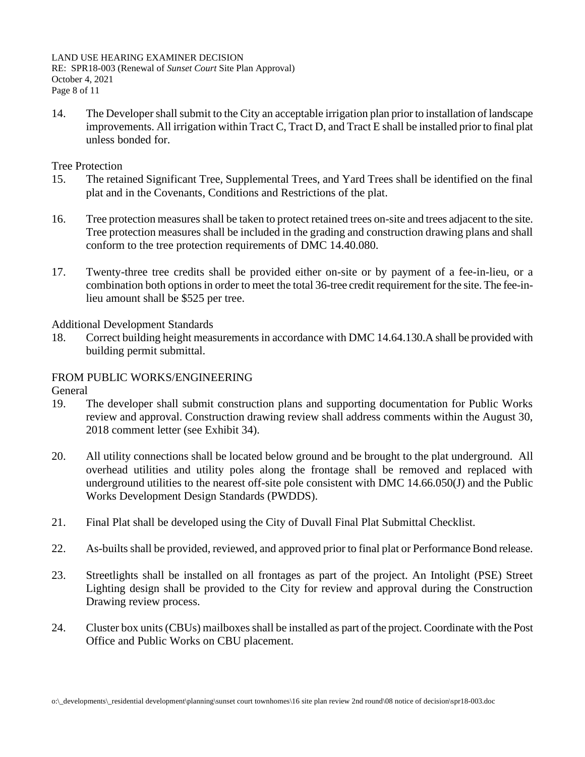14. The Developer shall submit to the City an acceptable irrigation plan prior to installation of landscape improvements. All irrigation within Tract C, Tract D, and Tract E shall be installed prior to final plat unless bonded for.

Tree Protection

15. The retained Significant Tree, Supplemental Trees, and Yard Trees shall be identified on the final plat and in the Covenants, Conditions and Restrictions of the plat.

16. Tree protection measures shall be taken to protect retained trees on-site and trees adjacent to the site. Tree protection measures shall be included in the grading and construction drawing plans and shall conform to the tree protection requirements of DMC 14.40.080.

17. Twenty-three tree credits shall be provided either on-site or by payment of a fee-in-lieu, or a combination both options in order to meet the total 36-tree credit requirement for the site. The fee-in-lieu amount shall be $525 per tree.

Additional Development Standards

18. Correct building height measurements in accordance with DMC 14.64.130.A shall be provided with building permit submittal.

FROM PUBLIC WORKS/ENGINEERING

General

19. The developer shall submit construction plans and supporting documentation for Public Works review and approval. Construction drawing review shall address comments within the August 30, 2018 comment letter (see Exhibit 34).

20. All utility connections shall be located below ground and be brought to the plat underground. All overhead utilities and utility poles along the frontage shall be removed and replaced with underground utilities to the nearest off-site pole consistent with DMC 14.66.050(J) and the Public Works Development Design Standards (PWDDS).

21. Final Plat shall be developed using the City of Duvall Final Plat Submittal Checklist.

22. As-builts shall be provided, reviewed, and approved prior to final plat or Performance Bond release.

23. Streetlights shall be installed on all frontages as part of the project. An Intolight (PSE) Street Lighting design shall be provided to the City for review and approval during the Construction Drawing review process.

24. Cluster box units (CBUs) mailboxes shall be installed as part of the project. Coordinate with the Post Office and Public Works on CBU placement.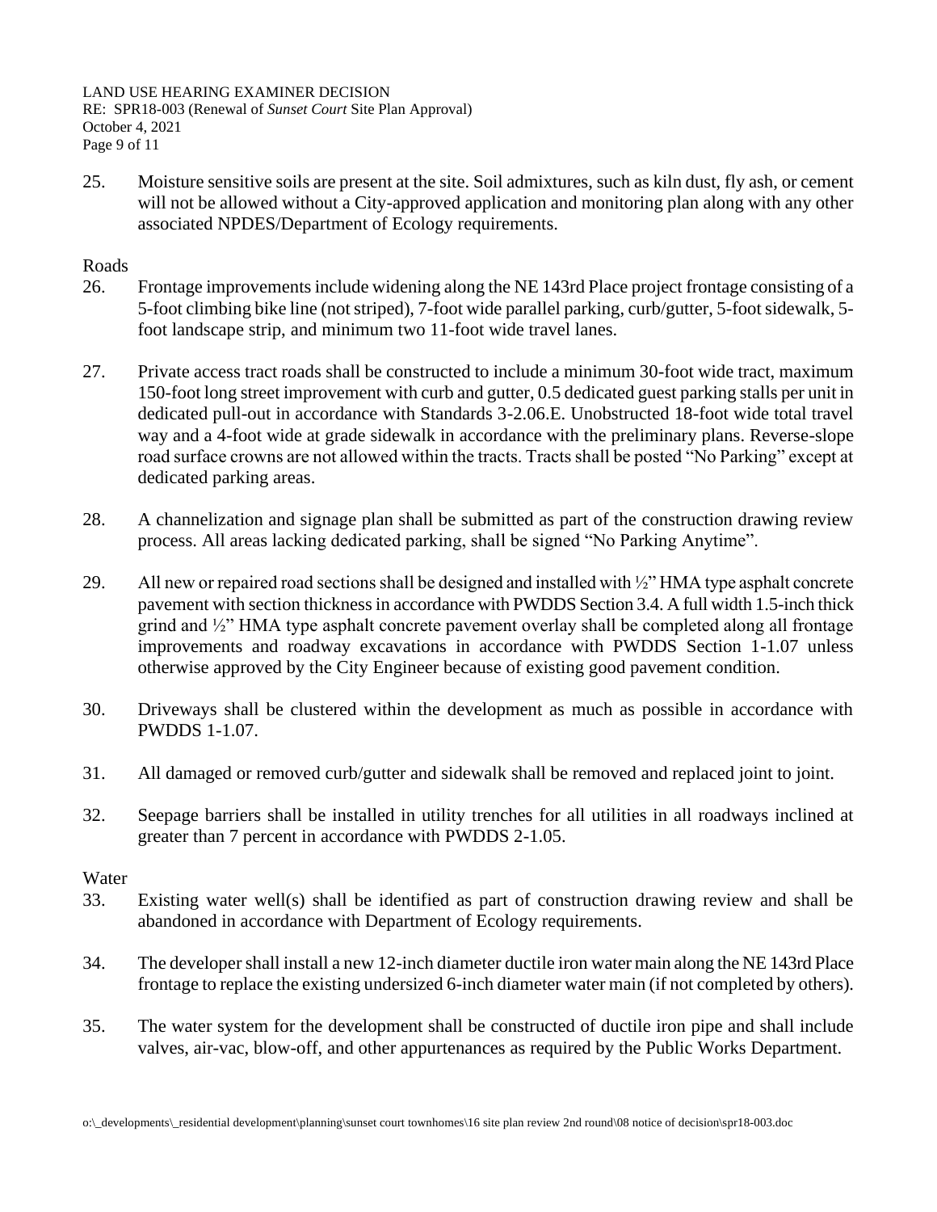25. Moisture sensitive soils are present at the site. Soil admixtures, such as kiln dust, fly ash, or cement will not be allowed without a City-approved application and monitoring plan along with any other associated NPDES/Department of Ecology requirements.

Roads

26. Frontage improvements include widening along the NE 143rd Place project frontage consisting of a 5-foot climbing bike line (not striped), 7-foot wide parallel parking, curb/gutter, 5-foot sidewalk, 5-foot landscape strip, and minimum two 11-foot wide travel lanes.

27. Private access tract roads shall be constructed to include a minimum 30-foot wide tract, maximum 150-foot long street improvement with curb and gutter, 0.5 dedicated guest parking stalls per unit in dedicated pull-out in accordance with Standards 3-2.06.E. Unobstructed 18-foot wide total travel way and a 4-foot wide at grade sidewalk in accordance with the preliminary plans. Reverse-slope road surface crowns are not allowed within the tracts. Tracts shall be posted "No Parking" except at dedicated parking areas.

28. A channelization and signage plan shall be submitted as part of the construction drawing review process. All areas lacking dedicated parking, shall be signed "No Parking Anytime".

29. All new or repaired road sections shall be designed and installed with ½" HMA type asphalt concrete pavement with section thickness in accordance with PWDDS Section 3.4. A full width 1.5-inch thick grind and ½" HMA type asphalt concrete pavement overlay shall be completed along all frontage improvements and roadway excavations in accordance with PWDDS Section 1-1.07 unless otherwise approved by the City Engineer because of existing good pavement condition.

30. Driveways shall be clustered within the development as much as possible in accordance with PWDDS 1-1.07.

31. All damaged or removed curb/gutter and sidewalk shall be removed and replaced joint to joint.

32. Seepage barriers shall be installed in utility trenches for all utilities in all roadways inclined at greater than 7 percent in accordance with PWDDS 2-1.05.

Water

33. Existing water well(s) shall be identified as part of construction drawing review and shall be abandoned in accordance with Department of Ecology requirements.

34. The developer shall install a new 12-inch diameter ductile iron water main along the NE 143rd Place frontage to replace the existing undersized 6-inch diameter water main (if not completed by others).

35. The water system for the development shall be constructed of ductile iron pipe and shall include valves, air-vac, blow-off, and other appurtenances as required by the Public Works Department.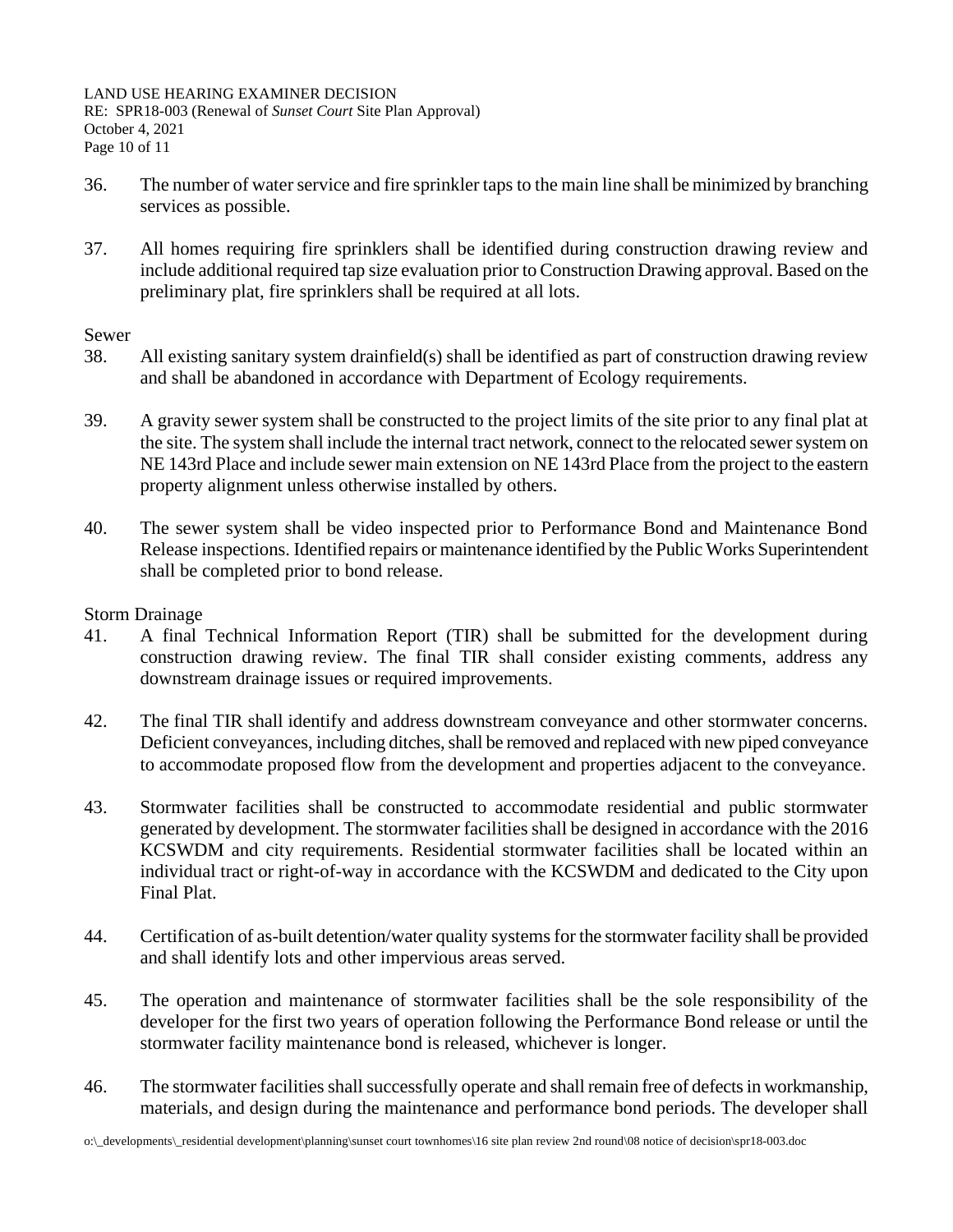36. The number of water service and fire sprinkler taps to the main line shall be minimized by branching services as possible.

37. All homes requiring fire sprinklers shall be identified during construction drawing review and include additional required tap size evaluation prior to Construction Drawing approval. Based on the preliminary plat, fire sprinklers shall be required at all lots.

Sewer

38. All existing sanitary system drainfield(s) shall be identified as part of construction drawing review and shall be abandoned in accordance with Department of Ecology requirements.

39. A gravity sewer system shall be constructed to the project limits of the site prior to any final plat at the site. The system shall include the internal tract network, connect to the relocated sewer system on NE 143rd Place and include sewer main extension on NE 143rd Place from the project to the eastern property alignment unless otherwise installed by others.

40. The sewer system shall be video inspected prior to Performance Bond and Maintenance Bond Release inspections. Identified repairs or maintenance identified by the Public Works Superintendent shall be completed prior to bond release.

Storm Drainage

41. A final Technical Information Report (TIR) shall be submitted for the development during construction drawing review. The final TIR shall consider existing comments, address any downstream drainage issues or required improvements.

42. The final TIR shall identify and address downstream conveyance and other stormwater concerns. Deficient conveyances, including ditches, shall be removed and replaced with new piped conveyance to accommodate proposed flow from the development and properties adjacent to the conveyance.

43. Stormwater facilities shall be constructed to accommodate residential and public stormwater generated by development. The stormwater facilities shall be designed in accordance with the 2016 KCSWDM and city requirements. Residential stormwater facilities shall be located within an individual tract or right-of-way in accordance with the KCSWDM and dedicated to the City upon Final Plat.

44. Certification of as-built detention/water quality systems for the stormwater facility shall be provided and shall identify lots and other impervious areas served.

45. The operation and maintenance of stormwater facilities shall be the sole responsibility of the developer for the first two years of operation following the Performance Bond release or until the stormwater facility maintenance bond is released, whichever is longer.

46. The stormwater facilities shall successfully operate and shall remain free of defects in workmanship, materials, and design during the maintenance and performance bond periods. The developer shall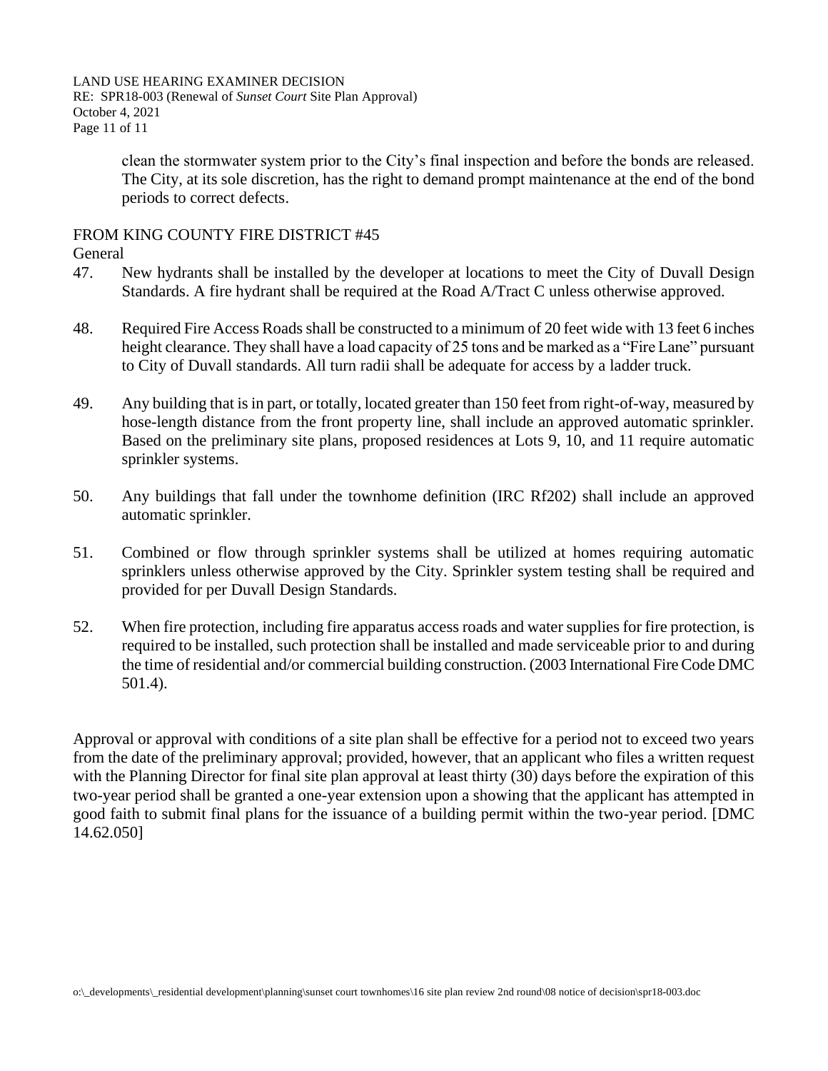clean the stormwater system prior to the City's final inspection and before the bonds are released. The City, at its sole discretion, has the right to demand prompt maintenance at the end of the bond periods to correct defects.

FROM KING COUNTY FIRE DISTRICT #45

General

47. New hydrants shall be installed by the developer at locations to meet the City of Duvall Design Standards. A fire hydrant shall be required at the Road A/Tract C unless otherwise approved.

48. Required Fire Access Roads shall be constructed to a minimum of 20 feet wide with 13 feet 6 inches height clearance. They shall have a load capacity of 25 tons and be marked as a "Fire Lane" pursuant to City of Duvall standards. All turn radii shall be adequate for access by a ladder truck.

49. Any building that is in part, or totally, located greater than 150 feet from right-of-way, measured by hose-length distance from the front property line, shall include an approved automatic sprinkler. Based on the preliminary site plans, proposed residences at Lots 9, 10, and 11 require automatic sprinkler systems.

50. Any buildings that fall under the townhome definition (IRC Rf202) shall include an approved automatic sprinkler.

51. Combined or flow through sprinkler systems shall be utilized at homes requiring automatic sprinklers unless otherwise approved by the City. Sprinkler system testing shall be required and provided for per Duvall Design Standards.

52. When fire protection, including fire apparatus access roads and water supplies for fire protection, is required to be installed, such protection shall be installed and made serviceable prior to and during the time of residential and/or commercial building construction. (2003 International Fire Code DMC 501.4).

Approval or approval with conditions of a site plan shall be effective for a period not to exceed two years from the date of the preliminary approval; provided, however, that an applicant who files a written request with the Planning Director for final site plan approval at least thirty (30) days before the expiration of this two-year period shall be granted a one-year extension upon a showing that the applicant has attempted in good faith to submit final plans for the issuance of a building permit within the two-year period. [DMC 14.62.050]